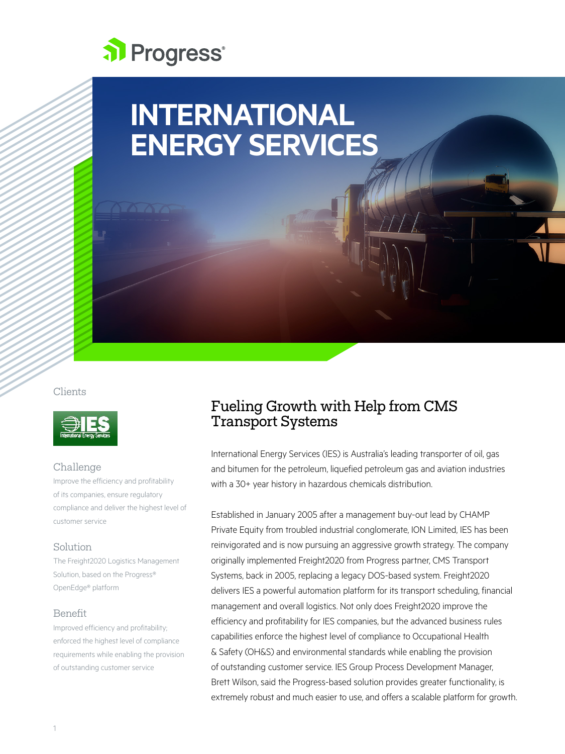# INTERNATIONAL ENERGY SERVICES

### Clients

IES International Energy Services

### Challenge

Improve the efficiency and profitability of its companies, ensure regulatory compliance and deliver the highest level of customer service

### Solution

The Freight2020 Logistics Management Solution, based on the Progress® OpenEdge® platform

### Benefit

Improved efficiency and profitability; enforced the highest level of compliance requirements while enabling the provision of outstanding customer service

## Fueling Growth with Help from CMS Transport Systems

International Energy Services (IES) is Australia's leading transporter of oil, gas and bitumen for the petroleum, liquefied petroleum gas and aviation industries with a 30+ year history in hazardous chemicals distribution.

Established in January 2005 after a management buy-out lead by CHAMP Private Equity from troubled industrial conglomerate, ION Limited, IES has been reinvigorated and is now pursuing an aggressive growth strategy. The company originally implemented Freight2020 from Progress partner, CMS Transport Systems, back in 2005, replacing a legacy DOS-based system. Freight2020 delivers IES a powerful automation platform for its transport scheduling, financial management and overall logistics. Not only does Freight2020 improve the efficiency and profitability for IES companies, but the advanced business rules capabilities enforce the highest level of compliance to Occupational Health & Safety (OH&S) and environmental standards while enabling the provision of outstanding customer service. IES Group Process Development Manager, Brett Wilson, said the Progress-based solution provides greater functionality, is extremely robust and much easier to use, and offers a scalable platform for growth.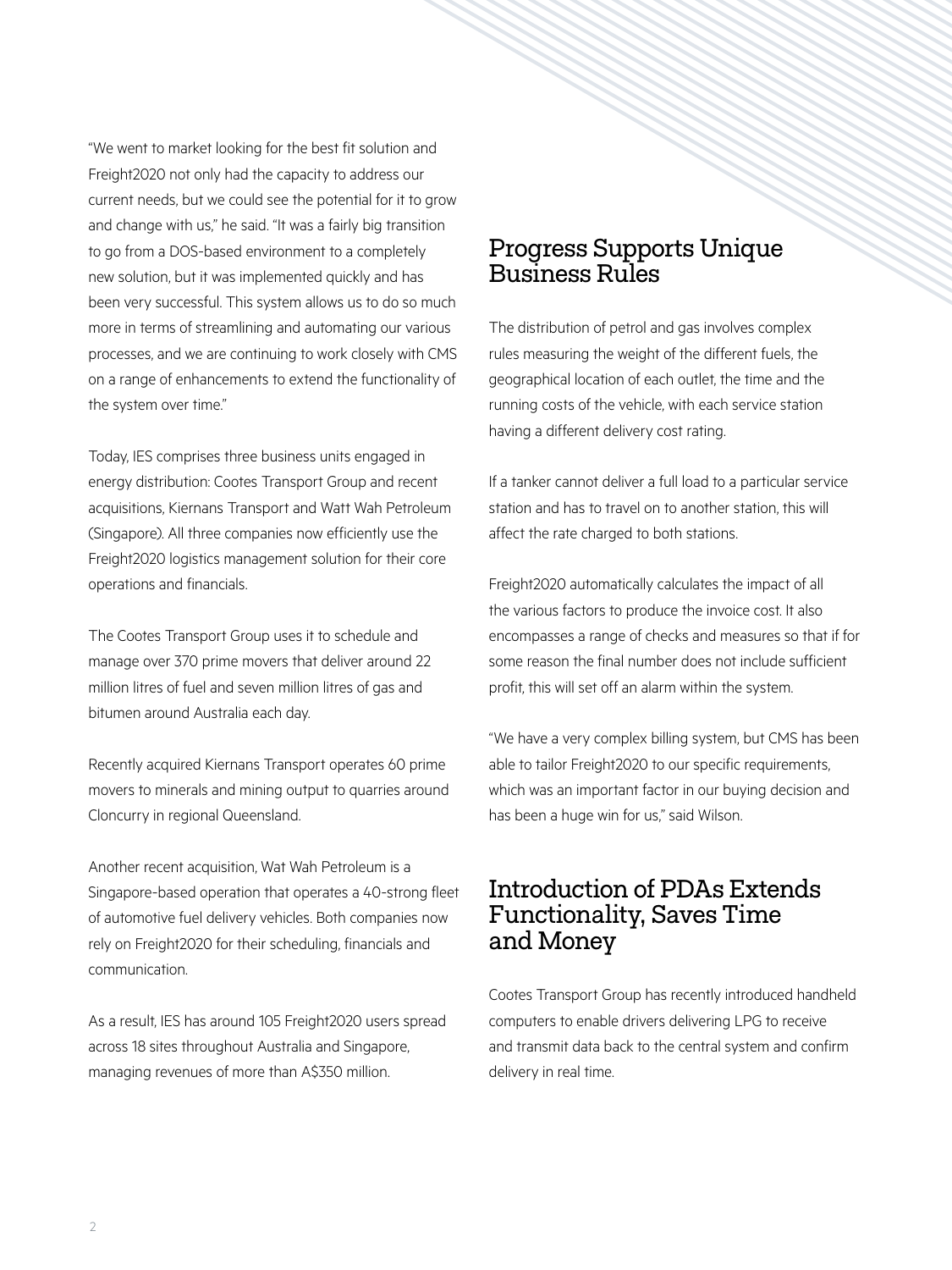"We went to market looking for the best fit solution and Freight2020 not only had the capacity to address our current needs, but we could see the potential for it to grow and change with us," he said. "It was a fairly big transition to go from a DOS-based environment to a completely new solution, but it was implemented quickly and has been very successful. This system allows us to do so much more in terms of streamlining and automating our various processes, and we are continuing to work closely with CMS on a range of enhancements to extend the functionality of the system over time."

Today, IES comprises three business units engaged in energy distribution: Cootes Transport Group and recent acquisitions, Kiernans Transport and Watt Wah Petroleum (Singapore). All three companies now efficiently use the Freight2020 logistics management solution for their core operations and financials.

The Cootes Transport Group uses it to schedule and manage over 370 prime movers that deliver around 22 million litres of fuel and seven million litres of gas and bitumen around Australia each day.

Recently acquired Kiernans Transport operates 60 prime movers to minerals and mining output to quarries around Cloncurry in regional Queensland.

Another recent acquisition, Wat Wah Petroleum is a Singapore-based operation that operates a 40-strong fleet of automotive fuel delivery vehicles. Both companies now rely on Freight2020 for their scheduling, financials and communication.

As a result, IES has around 105 Freight2020 users spread across 18 sites throughout Australia and Singapore, managing revenues of more than A$350 million.

## Progress Supports Unique Business Rules

The distribution of petrol and gas involves complex rules measuring the weight of the different fuels, the geographical location of each outlet, the time and the running costs of the vehicle, with each service station having a different delivery cost rating.

If a tanker cannot deliver a full load to a particular service station and has to travel on to another station, this will affect the rate charged to both stations.

Freight2020 automatically calculates the impact of all the various factors to produce the invoice cost. It also encompasses a range of checks and measures so that if for some reason the final number does not include sufficient profit, this will set off an alarm within the system.

"We have a very complex billing system, but CMS has been able to tailor Freight2020 to our specific requirements, which was an important factor in our buying decision and has been a huge win for us," said Wilson.

## Introduction of PDAs Extends Functionality, Saves Time and Money

Cootes Transport Group has recently introduced handheld computers to enable drivers delivering LPG to receive and transmit data back to the central system and confirm delivery in real time.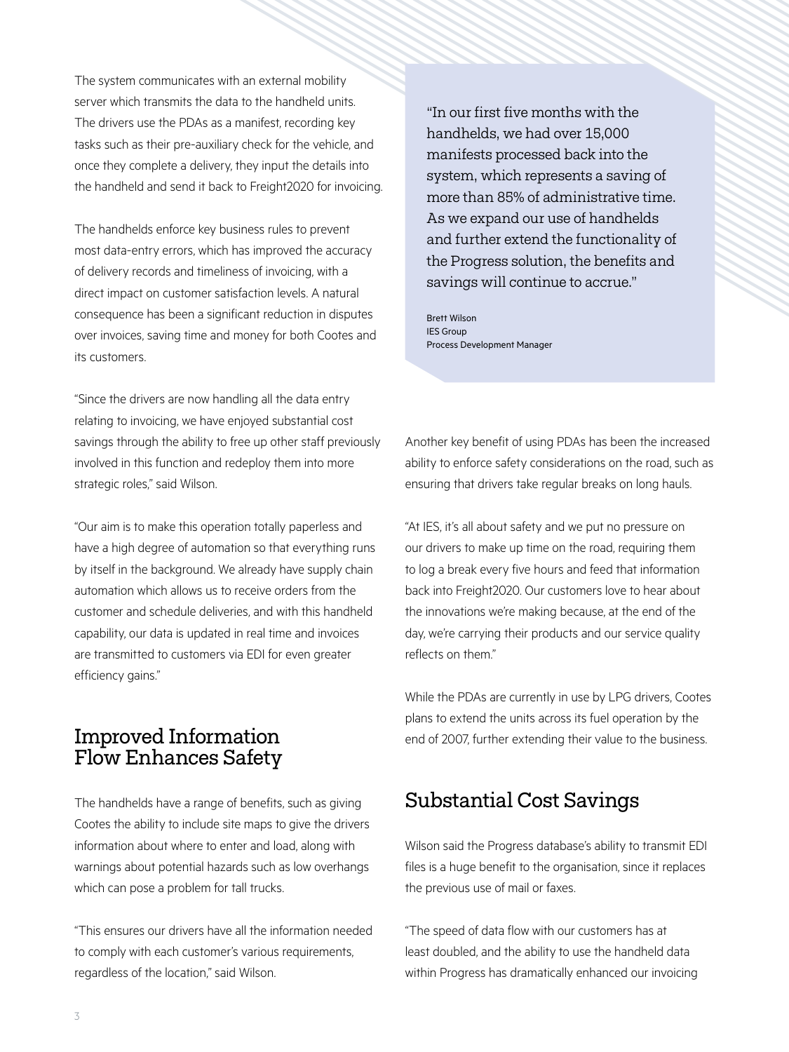The system communicates with an external mobility server which transmits the data to the handheld units. The drivers use the PDAs as a manifest, recording key tasks such as their pre-auxiliary check for the vehicle, and once they complete a delivery, they input the details into the handheld and send it back to Freight2020 for invoicing.

The handhelds enforce key business rules to prevent most data-entry errors, which has improved the accuracy of delivery records and timeliness of invoicing, with a direct impact on customer satisfaction levels. A natural consequence has been a significant reduction in disputes over invoices, saving time and money for both Cootes and its customers.

"Since the drivers are now handling all the data entry relating to invoicing, we have enjoyed substantial cost savings through the ability to free up other staff previously involved in this function and redeploy them into more strategic roles," said Wilson.

"Our aim is to make this operation totally paperless and have a high degree of automation so that everything runs by itself in the background. We already have supply chain automation which allows us to receive orders from the customer and schedule deliveries, and with this handheld capability, our data is updated in real time and invoices are transmitted to customers via EDI for even greater efficiency gains."

> "In our first five months with the handhelds, we had over 15,000 manifests processed back into the system, which represents a saving of more than 85% of administrative time. As we expand our use of handhelds and further extend the functionality of the Progress solution, the benefits and savings will continue to accrue."
>
> Brett Wilson
> IES Group
> Process Development Manager

## Improved Information Flow Enhances Safety

The handhelds have a range of benefits, such as giving Cootes the ability to include site maps to give the drivers information about where to enter and load, along with warnings about potential hazards such as low overhangs which can pose a problem for tall trucks.

"This ensures our drivers have all the information needed to comply with each customer's various requirements, regardless of the location," said Wilson.

Another key benefit of using PDAs has been the increased ability to enforce safety considerations on the road, such as ensuring that drivers take regular breaks on long hauls.

"At IES, it's all about safety and we put no pressure on our drivers to make up time on the road, requiring them to log a break every five hours and feed that information back into Freight2020. Our customers love to hear about the innovations we're making because, at the end of the day, we're carrying their products and our service quality reflects on them."

While the PDAs are currently in use by LPG drivers, Cootes plans to extend the units across its fuel operation by the end of 2007, further extending their value to the business.

## Substantial Cost Savings

Wilson said the Progress database's ability to transmit EDI files is a huge benefit to the organisation, since it replaces the previous use of mail or faxes.

"The speed of data flow with our customers has at least doubled, and the ability to use the handheld data within Progress has dramatically enhanced our invoicing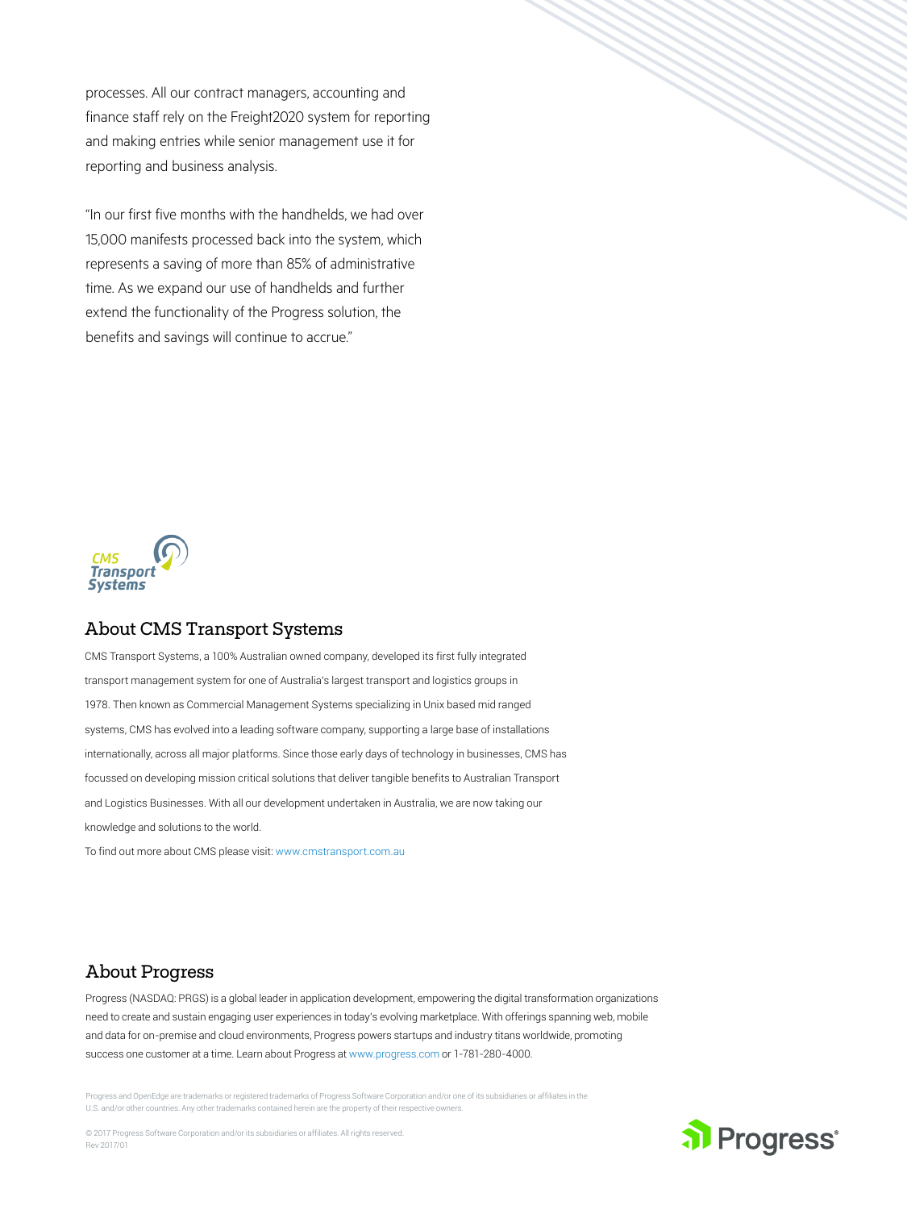processes. All our contract managers, accounting and finance staff rely on the Freight2020 system for reporting and making entries while senior management use it for reporting and business analysis.

"In our first five months with the handhelds, we had over 15,000 manifests processed back into the system, which represents a saving of more than 85% of administrative time. As we expand our use of handhelds and further extend the functionality of the Progress solution, the benefits and savings will continue to accrue."

## About CMS Transport Systems

CMS Transport Systems, a 100% Australian owned company, developed its first fully integrated transport management system for one of Australia's largest transport and logistics groups in 1978. Then known as Commercial Management Systems specializing in Unix based mid ranged systems, CMS has evolved into a leading software company, supporting a large base of installations internationally, across all major platforms. Since those early days of technology in businesses, CMS has focussed on developing mission critical solutions that deliver tangible benefits to Australian Transport and Logistics Businesses. With all our development undertaken in Australia, we are now taking our knowledge and solutions to the world.

To find out more about CMS please visit: www.cmstransport.com.au

## About Progress

Progress (NASDAQ: PRGS) is a global leader in application development, empowering the digital transformation organizations need to create and sustain engaging user experiences in today's evolving marketplace. With offerings spanning web, mobile and data for on-premise and cloud environments, Progress powers startups and industry titans worldwide, promoting success one customer at a time. Learn about Progress at www.progress.com or 1-781-280-4000.

Progress and OpenEdge are trademarks or registered trademarks of Progress Software Corporation and/or one of its subsidiaries or affiliates in the U.S. and/or other countries. Any other trademarks contained herein are the property of their respective owners.

© 2017 Progress Software Corporation and/or its subsidiaries or affiliates. All rights reserved.
Rev 2017/01